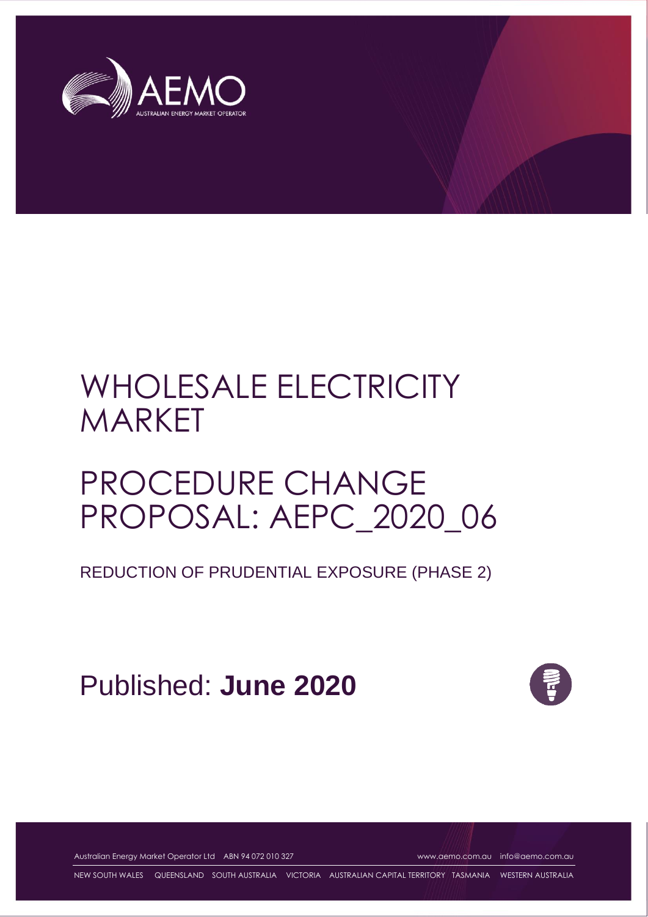# WHOLESALE ELECTRICITY MARKET

# PROCEDURE CHANGE PROPOSAL: AEPC_2020_06

REDUCTION OF PRUDENTIAL EXPOSURE (PHASE 2)

Published: **June 2020**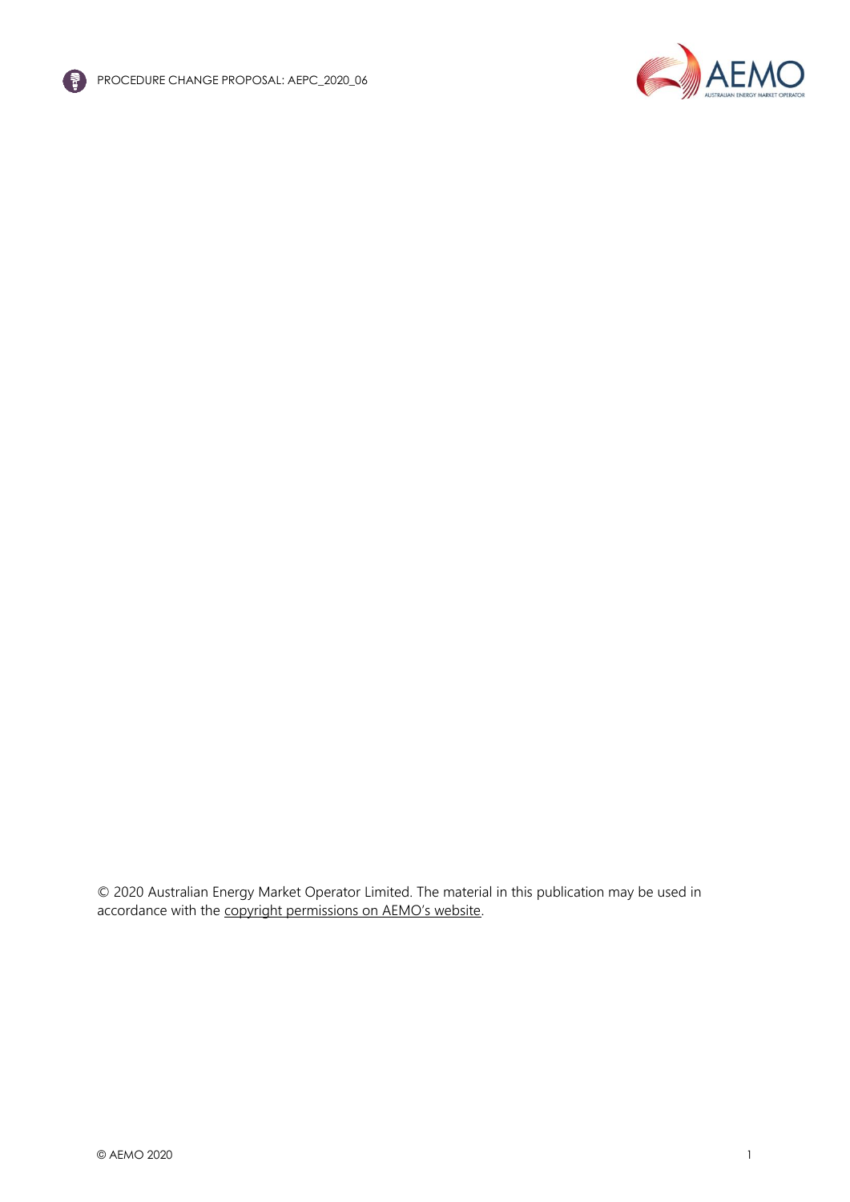© 2020 Australian Energy Market Operator Limited. The material in this publication may be used in accordance with the copyright permissions on AEMO's website.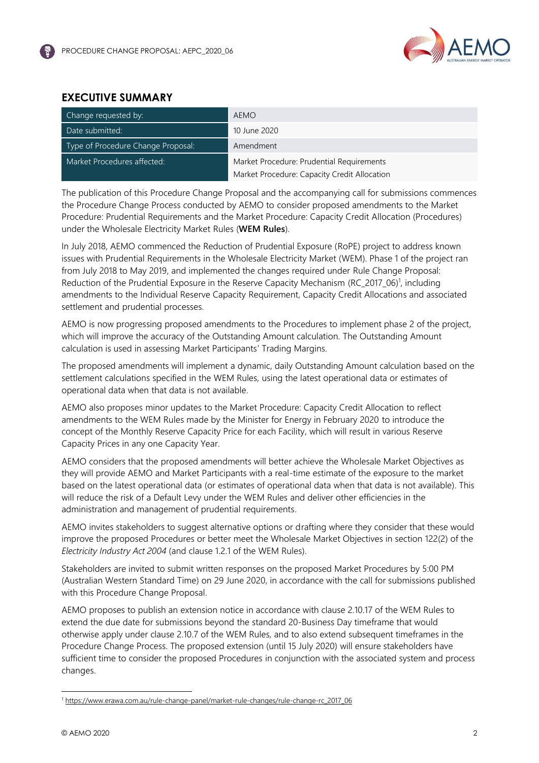## EXECUTIVE SUMMARY

| Change requested by: | AEMO |
|---|---|
| Date submitted: | 10 June 2020 |
| Type of Procedure Change Proposal: | Amendment |
| Market Procedures affected: | Market Procedure: Prudential Requirements<br>Market Procedure: Capacity Credit Allocation |

The publication of this Procedure Change Proposal and the accompanying call for submissions commences the Procedure Change Process conducted by AEMO to consider proposed amendments to the Market Procedure: Prudential Requirements and the Market Procedure: Capacity Credit Allocation (Procedures) under the Wholesale Electricity Market Rules (**WEM Rules**).

In July 2018, AEMO commenced the Reduction of Prudential Exposure (RoPE) project to address known issues with Prudential Requirements in the Wholesale Electricity Market (WEM). Phase 1 of the project ran from July 2018 to May 2019, and implemented the changes required under Rule Change Proposal: Reduction of the Prudential Exposure in the Reserve Capacity Mechanism (RC_2017_06)[1], including amendments to the Individual Reserve Capacity Requirement, Capacity Credit Allocations and associated settlement and prudential processes.

AEMO is now progressing proposed amendments to the Procedures to implement phase 2 of the project, which will improve the accuracy of the Outstanding Amount calculation. The Outstanding Amount calculation is used in assessing Market Participants' Trading Margins.

The proposed amendments will implement a dynamic, daily Outstanding Amount calculation based on the settlement calculations specified in the WEM Rules, using the latest operational data or estimates of operational data when that data is not available.

AEMO also proposes minor updates to the Market Procedure: Capacity Credit Allocation to reflect amendments to the WEM Rules made by the Minister for Energy in February 2020 to introduce the concept of the Monthly Reserve Capacity Price for each Facility, which will result in various Reserve Capacity Prices in any one Capacity Year.

AEMO considers that the proposed amendments will better achieve the Wholesale Market Objectives as they will provide AEMO and Market Participants with a real-time estimate of the exposure to the market based on the latest operational data (or estimates of operational data when that data is not available). This will reduce the risk of a Default Levy under the WEM Rules and deliver other efficiencies in the administration and management of prudential requirements.

AEMO invites stakeholders to suggest alternative options or drafting where they consider that these would improve the proposed Procedures or better meet the Wholesale Market Objectives in section 122(2) of the *Electricity Industry Act 2004* (and clause 1.2.1 of the WEM Rules).

Stakeholders are invited to submit written responses on the proposed Market Procedures by 5:00 PM (Australian Western Standard Time) on 29 June 2020, in accordance with the call for submissions published with this Procedure Change Proposal.

AEMO proposes to publish an extension notice in accordance with clause 2.10.17 of the WEM Rules to extend the due date for submissions beyond the standard 20-Business Day timeframe that would otherwise apply under clause 2.10.7 of the WEM Rules, and to also extend subsequent timeframes in the Procedure Change Process. The proposed extension (until 15 July 2020) will ensure stakeholders have sufficient time to consider the proposed Procedures in conjunction with the associated system and process changes.

---

[1] https://www.erawa.com.au/rule-change-panel/market-rule-changes/rule-change-rc_2017_06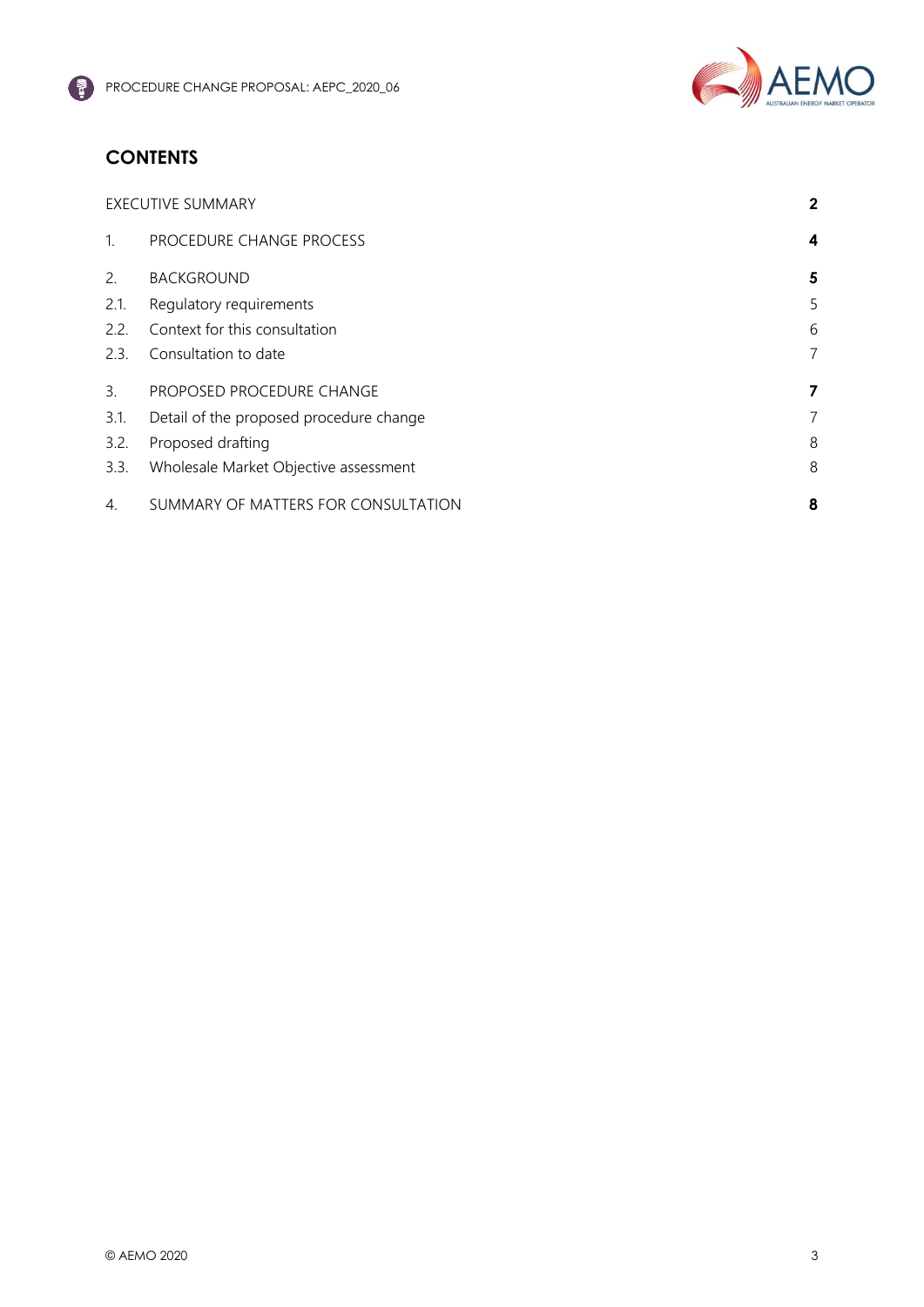# CONTENTS

| | | |
|---|---|---|
| EXECUTIVE SUMMARY | | **2** |
| 1. | PROCEDURE CHANGE PROCESS | **4** |
| 2. | BACKGROUND | **5** |
| 2.1. | Regulatory requirements | 5 |
| 2.2. | Context for this consultation | 6 |
| 2.3. | Consultation to date | 7 |
| 3. | PROPOSED PROCEDURE CHANGE | **7** |
| 3.1. | Detail of the proposed procedure change | 7 |
| 3.2. | Proposed drafting | 8 |
| 3.3. | Wholesale Market Objective assessment | 8 |
| 4. | SUMMARY OF MATTERS FOR CONSULTATION | **8** |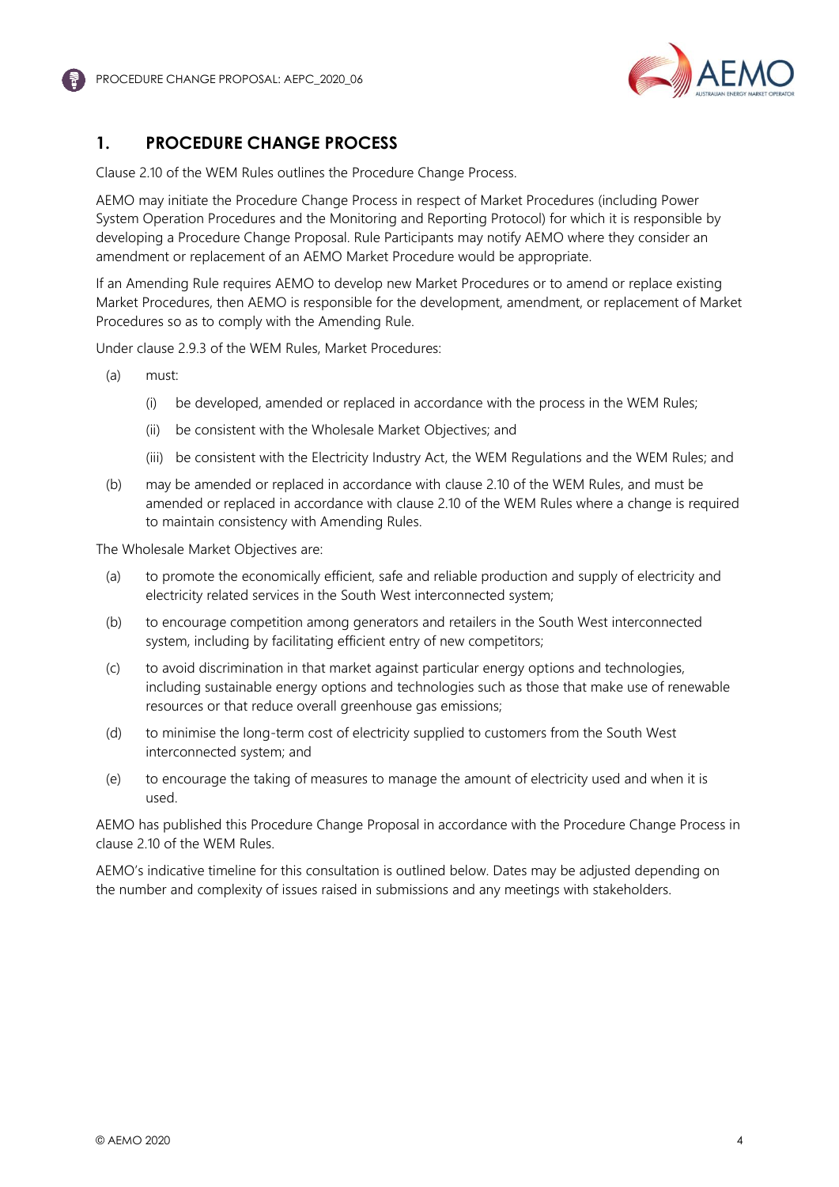## 1. PROCEDURE CHANGE PROCESS

Clause 2.10 of the WEM Rules outlines the Procedure Change Process.

AEMO may initiate the Procedure Change Process in respect of Market Procedures (including Power System Operation Procedures and the Monitoring and Reporting Protocol) for which it is responsible by developing a Procedure Change Proposal. Rule Participants may notify AEMO where they consider an amendment or replacement of an AEMO Market Procedure would be appropriate.

If an Amending Rule requires AEMO to develop new Market Procedures or to amend or replace existing Market Procedures, then AEMO is responsible for the development, amendment, or replacement of Market Procedures so as to comply with the Amending Rule.

Under clause 2.9.3 of the WEM Rules, Market Procedures:

(a) must:

  (i) be developed, amended or replaced in accordance with the process in the WEM Rules;

  (ii) be consistent with the Wholesale Market Objectives; and

  (iii) be consistent with the Electricity Industry Act, the WEM Regulations and the WEM Rules; and

(b) may be amended or replaced in accordance with clause 2.10 of the WEM Rules, and must be amended or replaced in accordance with clause 2.10 of the WEM Rules where a change is required to maintain consistency with Amending Rules.

The Wholesale Market Objectives are:

(a) to promote the economically efficient, safe and reliable production and supply of electricity and electricity related services in the South West interconnected system;

(b) to encourage competition among generators and retailers in the South West interconnected system, including by facilitating efficient entry of new competitors;

(c) to avoid discrimination in that market against particular energy options and technologies, including sustainable energy options and technologies such as those that make use of renewable resources or that reduce overall greenhouse gas emissions;

(d) to minimise the long-term cost of electricity supplied to customers from the South West interconnected system; and

(e) to encourage the taking of measures to manage the amount of electricity used and when it is used.

AEMO has published this Procedure Change Proposal in accordance with the Procedure Change Process in clause 2.10 of the WEM Rules.

AEMO's indicative timeline for this consultation is outlined below. Dates may be adjusted depending on the number and complexity of issues raised in submissions and any meetings with stakeholders.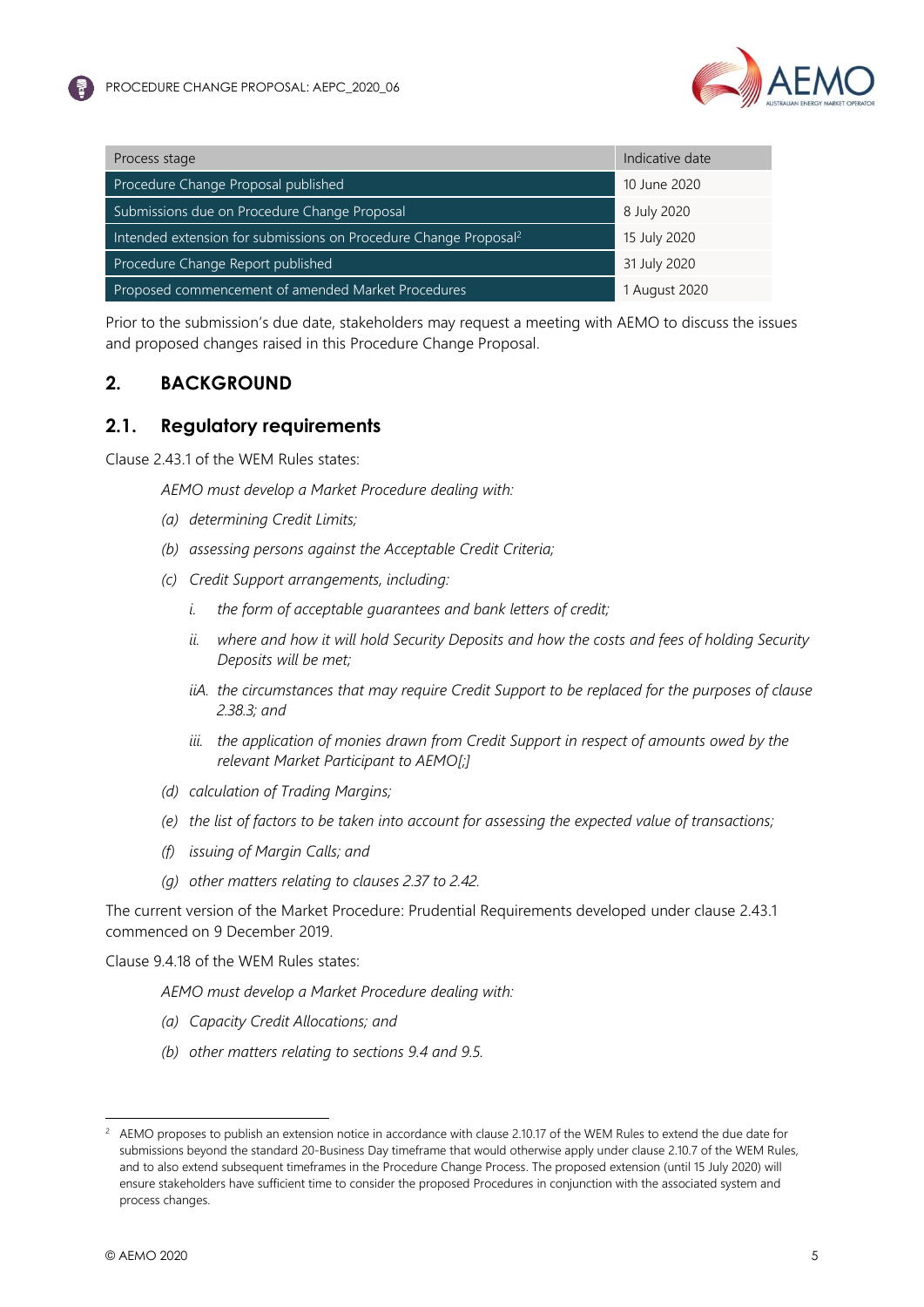| Process stage | Indicative date |
| --- | --- |
| Procedure Change Proposal published | 10 June 2020 |
| Submissions due on Procedure Change Proposal | 8 July 2020 |
| Intended extension for submissions on Procedure Change Proposal[2] | 15 July 2020 |
| Procedure Change Report published | 31 July 2020 |
| Proposed commencement of amended Market Procedures | 1 August 2020 |

Prior to the submission's due date, stakeholders may request a meeting with AEMO to discuss the issues and proposed changes raised in this Procedure Change Proposal.

## 2. BACKGROUND

### 2.1. Regulatory requirements

Clause 2.43.1 of the WEM Rules states:

> *AEMO must develop a Market Procedure dealing with:*
>
> *(a) determining Credit Limits;*
>
> *(b) assessing persons against the Acceptable Credit Criteria;*
>
> *(c) Credit Support arrangements, including:*
>
> > *i. the form of acceptable guarantees and bank letters of credit;*
> >
> > *ii. where and how it will hold Security Deposits and how the costs and fees of holding Security Deposits will be met;*
> >
> > *iiA. the circumstances that may require Credit Support to be replaced for the purposes of clause 2.38.3; and*
> >
> > *iii. the application of monies drawn from Credit Support in respect of amounts owed by the relevant Market Participant to AEMO[;]*
>
> *(d) calculation of Trading Margins;*
>
> *(e) the list of factors to be taken into account for assessing the expected value of transactions;*
>
> *(f) issuing of Margin Calls; and*
>
> *(g) other matters relating to clauses 2.37 to 2.42.*

The current version of the Market Procedure: Prudential Requirements developed under clause 2.43.1 commenced on 9 December 2019.

Clause 9.4.18 of the WEM Rules states:

> *AEMO must develop a Market Procedure dealing with:*
>
> *(a) Capacity Credit Allocations; and*
>
> *(b) other matters relating to sections 9.4 and 9.5.*

---

[2] AEMO proposes to publish an extension notice in accordance with clause 2.10.17 of the WEM Rules to extend the due date for submissions beyond the standard 20-Business Day timeframe that would otherwise apply under clause 2.10.7 of the WEM Rules, and to also extend subsequent timeframes in the Procedure Change Process. The proposed extension (until 15 July 2020) will ensure stakeholders have sufficient time to consider the proposed Procedures in conjunction with the associated system and process changes.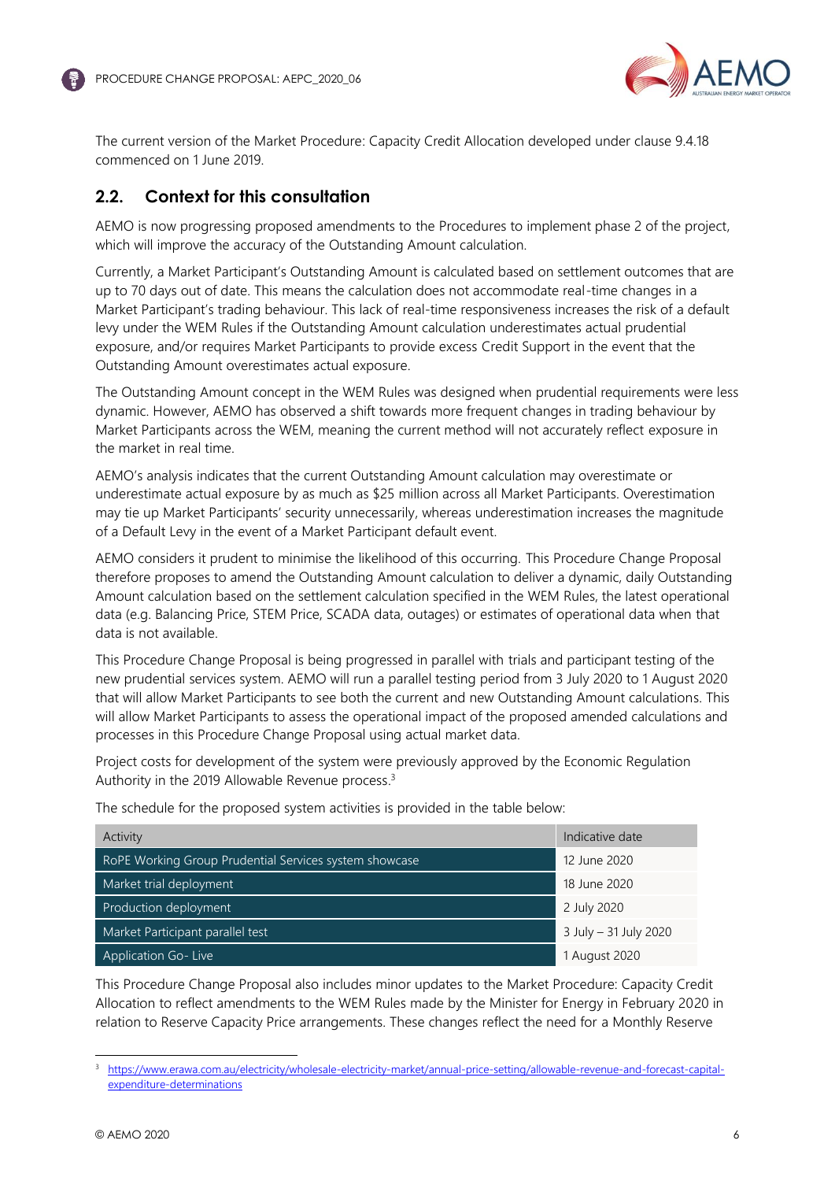The current version of the Market Procedure: Capacity Credit Allocation developed under clause 9.4.18 commenced on 1 June 2019.

## 2.2. Context for this consultation

AEMO is now progressing proposed amendments to the Procedures to implement phase 2 of the project, which will improve the accuracy of the Outstanding Amount calculation.

Currently, a Market Participant's Outstanding Amount is calculated based on settlement outcomes that are up to 70 days out of date. This means the calculation does not accommodate real-time changes in a Market Participant's trading behaviour. This lack of real-time responsiveness increases the risk of a default levy under the WEM Rules if the Outstanding Amount calculation underestimates actual prudential exposure, and/or requires Market Participants to provide excess Credit Support in the event that the Outstanding Amount overestimates actual exposure.

The Outstanding Amount concept in the WEM Rules was designed when prudential requirements were less dynamic. However, AEMO has observed a shift towards more frequent changes in trading behaviour by Market Participants across the WEM, meaning the current method will not accurately reflect exposure in the market in real time.

AEMO's analysis indicates that the current Outstanding Amount calculation may overestimate or underestimate actual exposure by as much as $25 million across all Market Participants. Overestimation may tie up Market Participants' security unnecessarily, whereas underestimation increases the magnitude of a Default Levy in the event of a Market Participant default event.

AEMO considers it prudent to minimise the likelihood of this occurring. This Procedure Change Proposal therefore proposes to amend the Outstanding Amount calculation to deliver a dynamic, daily Outstanding Amount calculation based on the settlement calculation specified in the WEM Rules, the latest operational data (e.g. Balancing Price, STEM Price, SCADA data, outages) or estimates of operational data when that data is not available.

This Procedure Change Proposal is being progressed in parallel with trials and participant testing of the new prudential services system. AEMO will run a parallel testing period from 3 July 2020 to 1 August 2020 that will allow Market Participants to see both the current and new Outstanding Amount calculations. This will allow Market Participants to assess the operational impact of the proposed amended calculations and processes in this Procedure Change Proposal using actual market data.

Project costs for development of the system were previously approved by the Economic Regulation Authority in the 2019 Allowable Revenue process.[3]

The schedule for the proposed system activities is provided in the table below:

| Activity | Indicative date |
| --- | --- |
| RoPE Working Group Prudential Services system showcase | 12 June 2020 |
| Market trial deployment | 18 June 2020 |
| Production deployment | 2 July 2020 |
| Market Participant parallel test | 3 July – 31 July 2020 |
| Application Go- Live | 1 August 2020 |

This Procedure Change Proposal also includes minor updates to the Market Procedure: Capacity Credit Allocation to reflect amendments to the WEM Rules made by the Minister for Energy in February 2020 in relation to Reserve Capacity Price arrangements. These changes reflect the need for a Monthly Reserve

[3] https://www.erawa.com.au/electricity/wholesale-electricity-market/annual-price-setting/allowable-revenue-and-forecast-capital-expenditure-determinations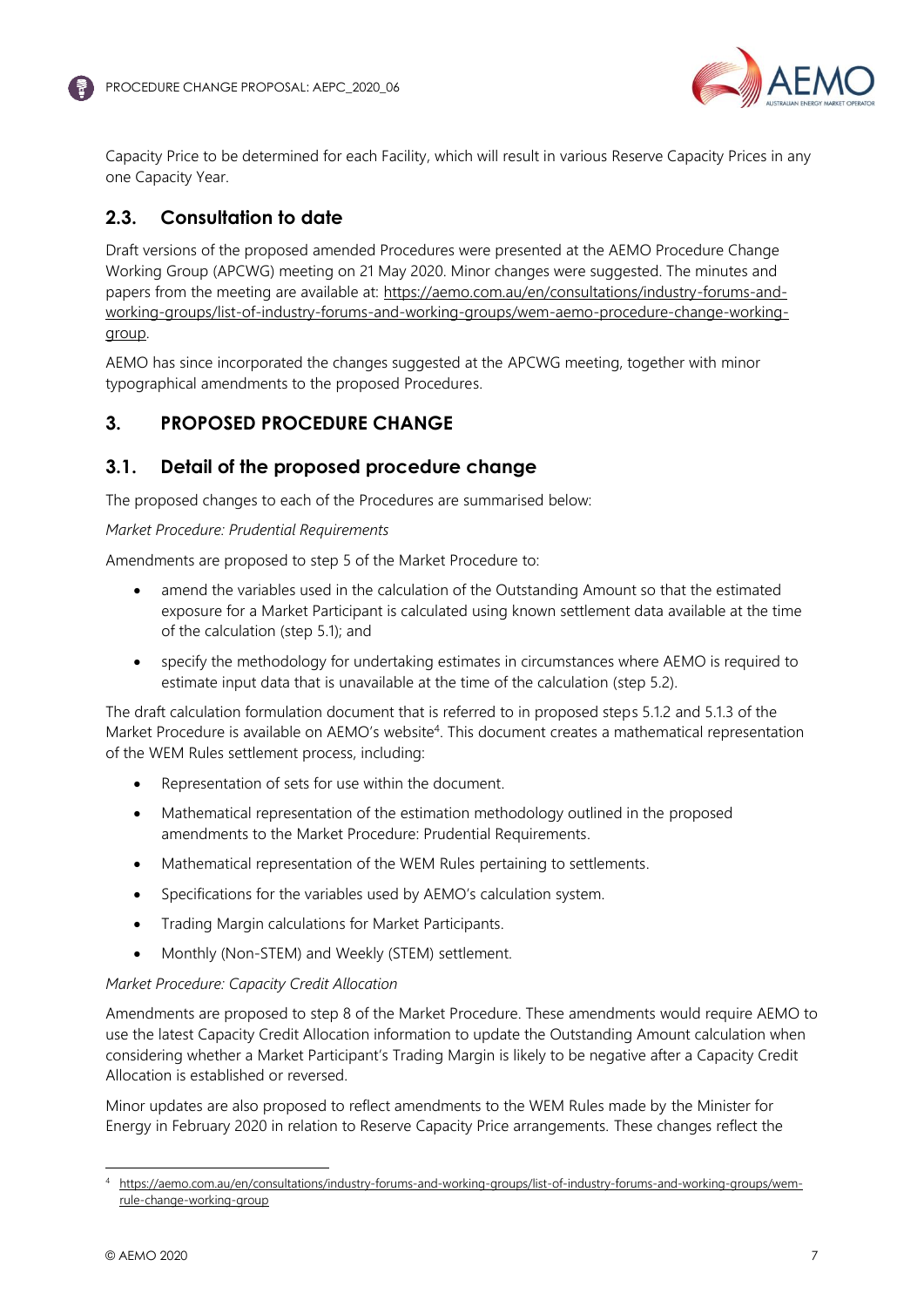Capacity Price to be determined for each Facility, which will result in various Reserve Capacity Prices in any one Capacity Year.

## 2.3. Consultation to date

Draft versions of the proposed amended Procedures were presented at the AEMO Procedure Change Working Group (APCWG) meeting on 21 May 2020. Minor changes were suggested. The minutes and papers from the meeting are available at: https://aemo.com.au/en/consultations/industry-forums-and-working-groups/list-of-industry-forums-and-working-groups/wem-aemo-procedure-change-working-group.

AEMO has since incorporated the changes suggested at the APCWG meeting, together with minor typographical amendments to the proposed Procedures.

# 3. PROPOSED PROCEDURE CHANGE

## 3.1. Detail of the proposed procedure change

The proposed changes to each of the Procedures are summarised below:

*Market Procedure: Prudential Requirements*

Amendments are proposed to step 5 of the Market Procedure to:

- amend the variables used in the calculation of the Outstanding Amount so that the estimated exposure for a Market Participant is calculated using known settlement data available at the time of the calculation (step 5.1); and
- specify the methodology for undertaking estimates in circumstances where AEMO is required to estimate input data that is unavailable at the time of the calculation (step 5.2).

The draft calculation formulation document that is referred to in proposed steps 5.1.2 and 5.1.3 of the Market Procedure is available on AEMO's website[4]. This document creates a mathematical representation of the WEM Rules settlement process, including:

- Representation of sets for use within the document.
- Mathematical representation of the estimation methodology outlined in the proposed amendments to the Market Procedure: Prudential Requirements.
- Mathematical representation of the WEM Rules pertaining to settlements.
- Specifications for the variables used by AEMO's calculation system.
- Trading Margin calculations for Market Participants.
- Monthly (Non-STEM) and Weekly (STEM) settlement.

*Market Procedure: Capacity Credit Allocation*

Amendments are proposed to step 8 of the Market Procedure. These amendments would require AEMO to use the latest Capacity Credit Allocation information to update the Outstanding Amount calculation when considering whether a Market Participant's Trading Margin is likely to be negative after a Capacity Credit Allocation is established or reversed.

Minor updates are also proposed to reflect amendments to the WEM Rules made by the Minister for Energy in February 2020 in relation to Reserve Capacity Price arrangements. These changes reflect the

---

[4] https://aemo.com.au/en/consultations/industry-forums-and-working-groups/list-of-industry-forums-and-working-groups/wem-rule-change-working-group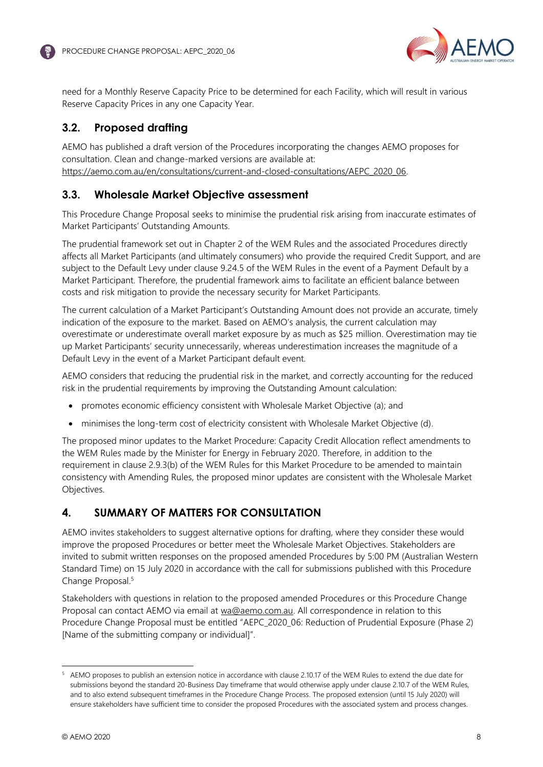need for a Monthly Reserve Capacity Price to be determined for each Facility, which will result in various Reserve Capacity Prices in any one Capacity Year.

## 3.2. Proposed drafting

AEMO has published a draft version of the Procedures incorporating the changes AEMO proposes for consultation. Clean and change-marked versions are available at: https://aemo.com.au/en/consultations/current-and-closed-consultations/AEPC_2020_06.

## 3.3. Wholesale Market Objective assessment

This Procedure Change Proposal seeks to minimise the prudential risk arising from inaccurate estimates of Market Participants' Outstanding Amounts.

The prudential framework set out in Chapter 2 of the WEM Rules and the associated Procedures directly affects all Market Participants (and ultimately consumers) who provide the required Credit Support, and are subject to the Default Levy under clause 9.24.5 of the WEM Rules in the event of a Payment Default by a Market Participant. Therefore, the prudential framework aims to facilitate an efficient balance between costs and risk mitigation to provide the necessary security for Market Participants.

The current calculation of a Market Participant's Outstanding Amount does not provide an accurate, timely indication of the exposure to the market. Based on AEMO's analysis, the current calculation may overestimate or underestimate overall market exposure by as much as $25 million. Overestimation may tie up Market Participants' security unnecessarily, whereas underestimation increases the magnitude of a Default Levy in the event of a Market Participant default event.

AEMO considers that reducing the prudential risk in the market, and correctly accounting for the reduced risk in the prudential requirements by improving the Outstanding Amount calculation:

- promotes economic efficiency consistent with Wholesale Market Objective (a); and
- minimises the long-term cost of electricity consistent with Wholesale Market Objective (d).

The proposed minor updates to the Market Procedure: Capacity Credit Allocation reflect amendments to the WEM Rules made by the Minister for Energy in February 2020. Therefore, in addition to the requirement in clause 2.9.3(b) of the WEM Rules for this Market Procedure to be amended to maintain consistency with Amending Rules, the proposed minor updates are consistent with the Wholesale Market Objectives.

# 4. SUMMARY OF MATTERS FOR CONSULTATION

AEMO invites stakeholders to suggest alternative options for drafting, where they consider these would improve the proposed Procedures or better meet the Wholesale Market Objectives. Stakeholders are invited to submit written responses on the proposed amended Procedures by 5:00 PM (Australian Western Standard Time) on 15 July 2020 in accordance with the call for submissions published with this Procedure Change Proposal.[5]

Stakeholders with questions in relation to the proposed amended Procedures or this Procedure Change Proposal can contact AEMO via email at wa@aemo.com.au. All correspondence in relation to this Procedure Change Proposal must be entitled "AEPC_2020_06: Reduction of Prudential Exposure (Phase 2) [Name of the submitting company or individual]".

[5] AEMO proposes to publish an extension notice in accordance with clause 2.10.17 of the WEM Rules to extend the due date for submissions beyond the standard 20-Business Day timeframe that would otherwise apply under clause 2.10.7 of the WEM Rules, and to also extend subsequent timeframes in the Procedure Change Process. The proposed extension (until 15 July 2020) will ensure stakeholders have sufficient time to consider the proposed Procedures with the associated system and process changes.